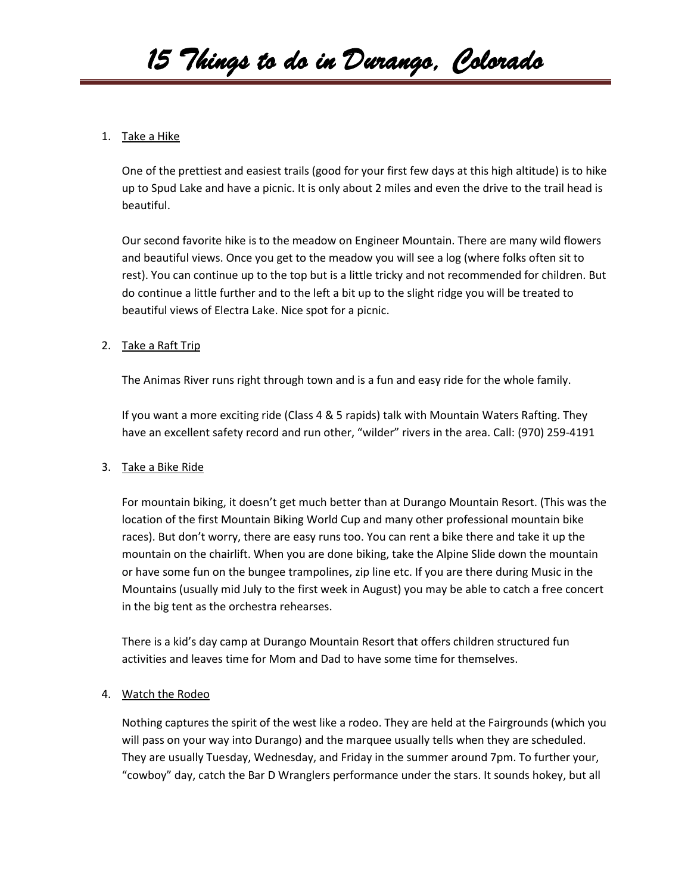# 15 Things to do in Durango, Colorado

1. Take a Hike

   One of the prettiest and easiest trails (good for your first few days at this high altitude) is to hike up to Spud Lake and have a picnic. It is only about 2 miles and even the drive to the trail head is beautiful.

   Our second favorite hike is to the meadow on Engineer Mountain. There are many wild flowers and beautiful views. Once you get to the meadow you will see a log (where folks often sit to rest). You can continue up to the top but is a little tricky and not recommended for children. But do continue a little further and to the left a bit up to the slight ridge you will be treated to beautiful views of Electra Lake. Nice spot for a picnic.

2. Take a Raft Trip

   The Animas River runs right through town and is a fun and easy ride for the whole family.

   If you want a more exciting ride (Class 4 & 5 rapids) talk with Mountain Waters Rafting. They have an excellent safety record and run other, "wilder" rivers in the area. Call: (970) 259-4191

3. Take a Bike Ride

   For mountain biking, it doesn't get much better than at Durango Mountain Resort. (This was the location of the first Mountain Biking World Cup and many other professional mountain bike races). But don't worry, there are easy runs too. You can rent a bike there and take it up the mountain on the chairlift. When you are done biking, take the Alpine Slide down the mountain or have some fun on the bungee trampolines, zip line etc. If you are there during Music in the Mountains (usually mid July to the first week in August) you may be able to catch a free concert in the big tent as the orchestra rehearses.

   There is a kid's day camp at Durango Mountain Resort that offers children structured fun activities and leaves time for Mom and Dad to have some time for themselves.

4. Watch the Rodeo

   Nothing captures the spirit of the west like a rodeo. They are held at the Fairgrounds (which you will pass on your way into Durango) and the marquee usually tells when they are scheduled. They are usually Tuesday, Wednesday, and Friday in the summer around 7pm. To further your, "cowboy" day, catch the Bar D Wranglers performance under the stars. It sounds hokey, but all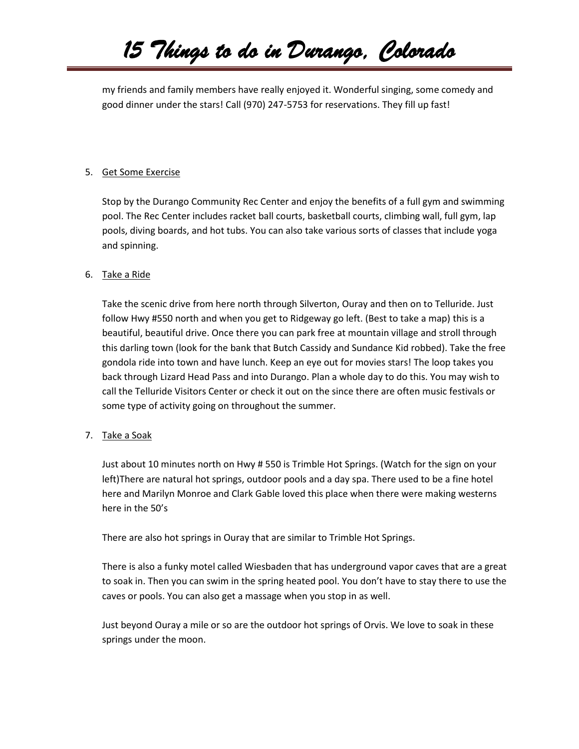my friends and family members have really enjoyed it. Wonderful singing, some comedy and good dinner under the stars! Call (970) 247-5753 for reservations. They fill up fast!

5. Get Some Exercise

   Stop by the Durango Community Rec Center and enjoy the benefits of a full gym and swimming pool. The Rec Center includes racket ball courts, basketball courts, climbing wall, full gym, lap pools, diving boards, and hot tubs. You can also take various sorts of classes that include yoga and spinning.

6. Take a Ride

   Take the scenic drive from here north through Silverton, Ouray and then on to Telluride. Just follow Hwy #550 north and when you get to Ridgeway go left. (Best to take a map) this is a beautiful, beautiful drive. Once there you can park free at mountain village and stroll through this darling town (look for the bank that Butch Cassidy and Sundance Kid robbed). Take the free gondola ride into town and have lunch. Keep an eye out for movies stars! The loop takes you back through Lizard Head Pass and into Durango. Plan a whole day to do this. You may wish to call the Telluride Visitors Center or check it out on the since there are often music festivals or some type of activity going on throughout the summer.

7. Take a Soak

   Just about 10 minutes north on Hwy # 550 is Trimble Hot Springs. (Watch for the sign on your left)There are natural hot springs, outdoor pools and a day spa. There used to be a fine hotel here and Marilyn Monroe and Clark Gable loved this place when there were making westerns here in the 50's

   There are also hot springs in Ouray that are similar to Trimble Hot Springs.

   There is also a funky motel called Wiesbaden that has underground vapor caves that are a great to soak in. Then you can swim in the spring heated pool. You don't have to stay there to use the caves or pools. You can also get a massage when you stop in as well.

   Just beyond Ouray a mile or so are the outdoor hot springs of Orvis. We love to soak in these springs under the moon.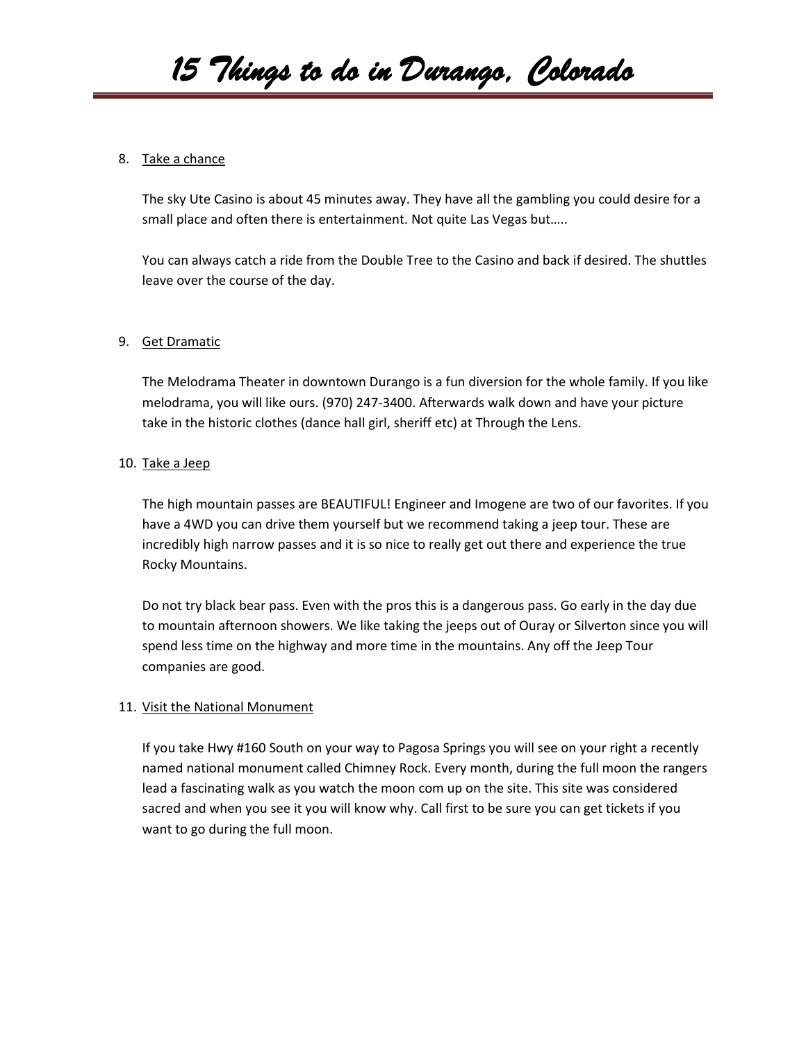8. Take a chance

   The sky Ute Casino is about 45 minutes away. They have all the gambling you could desire for a small place and often there is entertainment. Not quite Las Vegas but…..

   You can always catch a ride from the Double Tree to the Casino and back if desired. The shuttles leave over the course of the day.

9. Get Dramatic

   The Melodrama Theater in downtown Durango is a fun diversion for the whole family. If you like melodrama, you will like ours. (970) 247-3400. Afterwards walk down and have your picture take in the historic clothes (dance hall girl, sheriff etc) at Through the Lens.

10. Take a Jeep

    The high mountain passes are BEAUTIFUL! Engineer and Imogene are two of our favorites. If you have a 4WD you can drive them yourself but we recommend taking a jeep tour. These are incredibly high narrow passes and it is so nice to really get out there and experience the true Rocky Mountains.

    Do not try black bear pass. Even with the pros this is a dangerous pass. Go early in the day due to mountain afternoon showers. We like taking the jeeps out of Ouray or Silverton since you will spend less time on the highway and more time in the mountains. Any off the Jeep Tour companies are good.

11. Visit the National Monument

    If you take Hwy #160 South on your way to Pagosa Springs you will see on your right a recently named national monument called Chimney Rock. Every month, during the full moon the rangers lead a fascinating walk as you watch the moon com up on the site. This site was considered sacred and when you see it you will know why. Call first to be sure you can get tickets if you want to go during the full moon.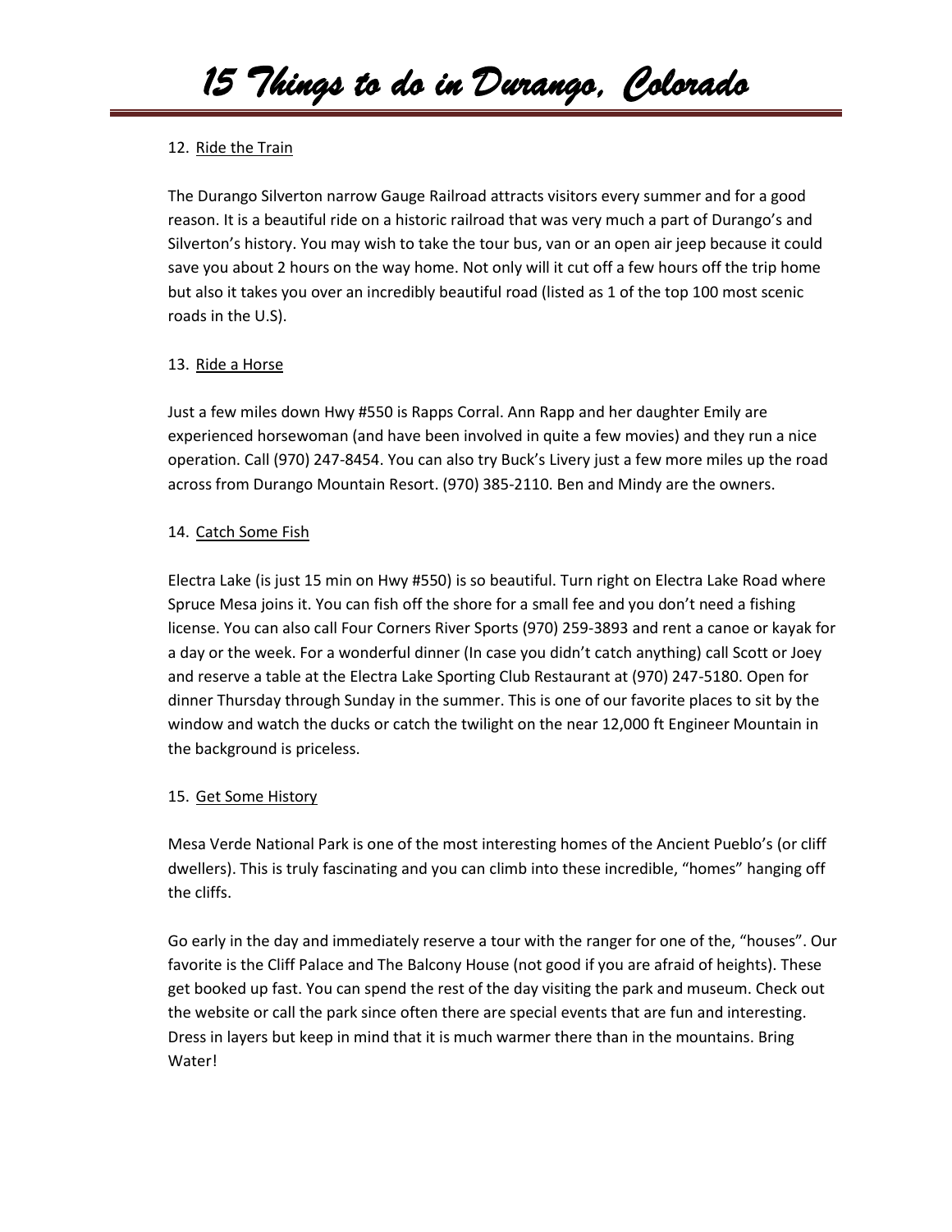12. <u>Ride the Train</u>

The Durango Silverton narrow Gauge Railroad attracts visitors every summer and for a good reason. It is a beautiful ride on a historic railroad that was very much a part of Durango's and Silverton's history. You may wish to take the tour bus, van or an open air jeep because it could save you about 2 hours on the way home. Not only will it cut off a few hours off the trip home but also it takes you over an incredibly beautiful road (listed as 1 of the top 100 most scenic roads in the U.S).

13. <u>Ride a Horse</u>

Just a few miles down Hwy #550 is Rapps Corral. Ann Rapp and her daughter Emily are experienced horsewoman (and have been involved in quite a few movies) and they run a nice operation. Call (970) 247-8454. You can also try Buck's Livery just a few more miles up the road across from Durango Mountain Resort. (970) 385-2110. Ben and Mindy are the owners.

14. <u>Catch Some Fish</u>

Electra Lake (is just 15 min on Hwy #550) is so beautiful. Turn right on Electra Lake Road where Spruce Mesa joins it. You can fish off the shore for a small fee and you don't need a fishing license. You can also call Four Corners River Sports (970) 259-3893 and rent a canoe or kayak for a day or the week. For a wonderful dinner (In case you didn't catch anything) call Scott or Joey and reserve a table at the Electra Lake Sporting Club Restaurant at (970) 247-5180. Open for dinner Thursday through Sunday in the summer. This is one of our favorite places to sit by the window and watch the ducks or catch the twilight on the near 12,000 ft Engineer Mountain in the background is priceless.

15. <u>Get Some History</u>

Mesa Verde National Park is one of the most interesting homes of the Ancient Pueblo's (or cliff dwellers). This is truly fascinating and you can climb into these incredible, "homes" hanging off the cliffs.

Go early in the day and immediately reserve a tour with the ranger for one of the, "houses". Our favorite is the Cliff Palace and The Balcony House (not good if you are afraid of heights). These get booked up fast. You can spend the rest of the day visiting the park and museum. Check out the website or call the park since often there are special events that are fun and interesting. Dress in layers but keep in mind that it is much warmer there than in the mountains. Bring Water!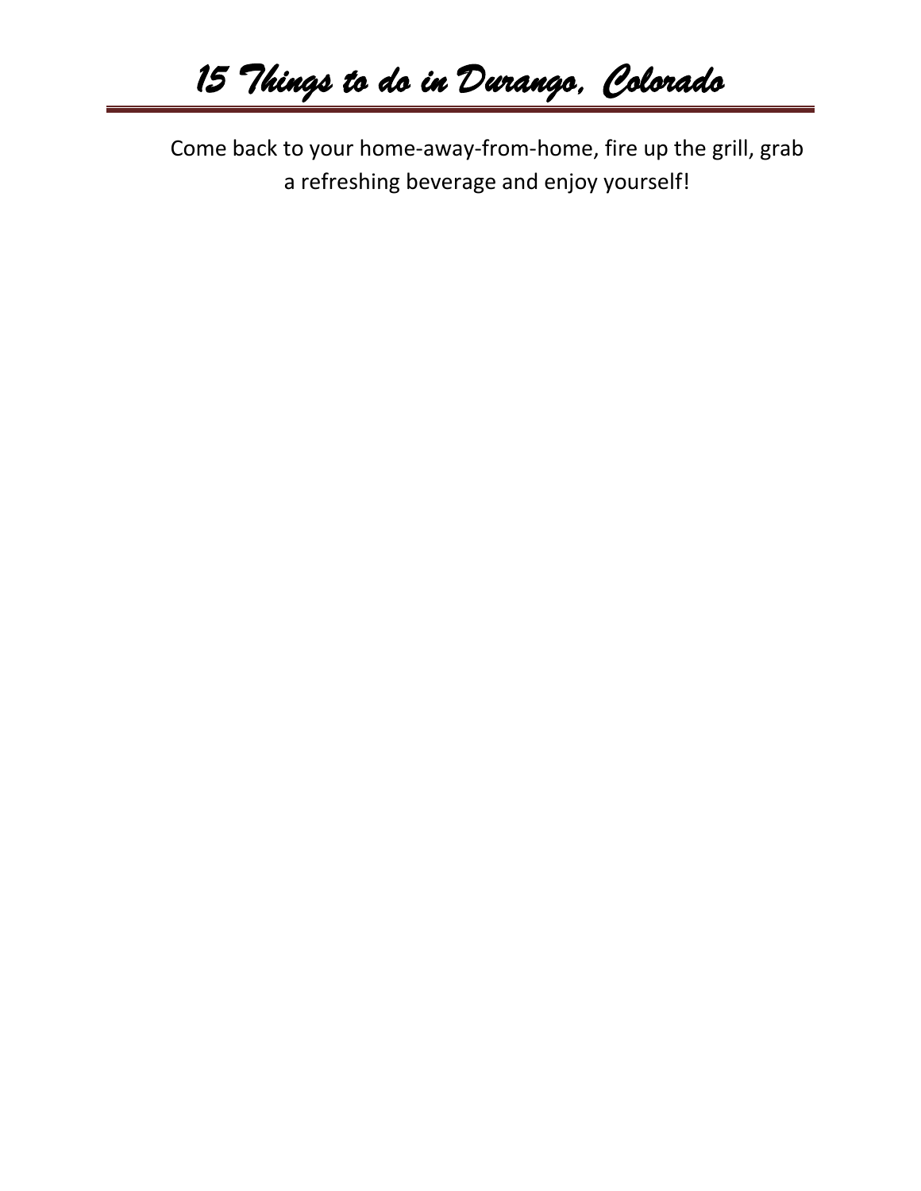Come back to your home-away-from-home, fire up the grill, grab a refreshing beverage and enjoy yourself!